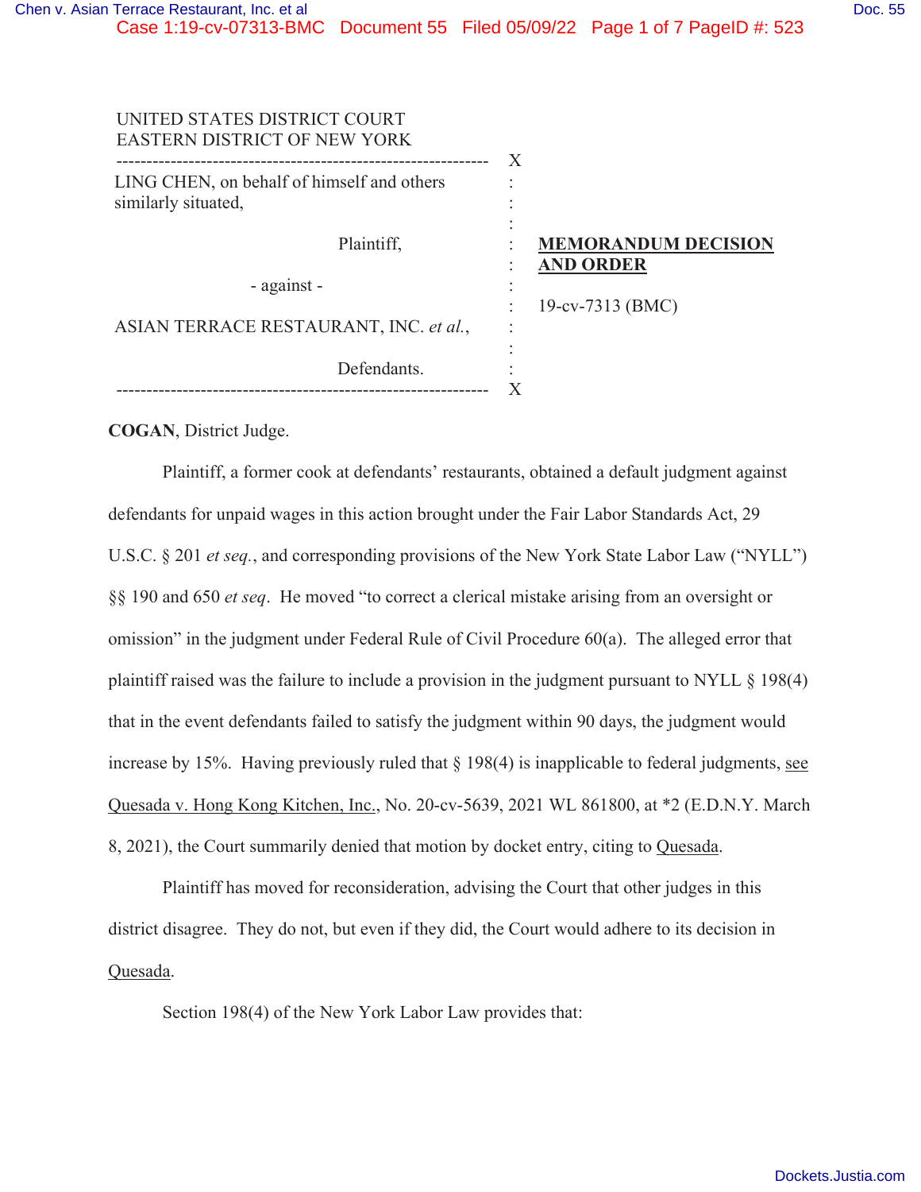UNITED STATES DISTRICT COURT
EASTERN DISTRICT OF NEW YORK

---

LING CHEN, on behalf of himself and others similarly situated,

Plaintiff,

- against -

ASIAN TERRACE RESTAURANT, INC. *et al.*,

Defendants.

---

**MEMORANDUM DECISION AND ORDER**

19-cv-7313 (BMC)

**COGAN**, District Judge.

Plaintiff, a former cook at defendants' restaurants, obtained a default judgment against defendants for unpaid wages in this action brought under the Fair Labor Standards Act, 29 U.S.C. § 201 *et seq.*, and corresponding provisions of the New York State Labor Law ("NYLL") §§ 190 and 650 *et seq*. He moved "to correct a clerical mistake arising from an oversight or omission" in the judgment under Federal Rule of Civil Procedure 60(a). The alleged error that plaintiff raised was the failure to include a provision in the judgment pursuant to NYLL § 198(4) that in the event defendants failed to satisfy the judgment within 90 days, the judgment would increase by 15%. Having previously ruled that § 198(4) is inapplicable to federal judgments, see Quesada v. Hong Kong Kitchen, Inc., No. 20-cv-5639, 2021 WL 861800, at *2 (E.D.N.Y. March 8, 2021), the Court summarily denied that motion by docket entry, citing to Quesada.

Plaintiff has moved for reconsideration, advising the Court that other judges in this district disagree. They do not, but even if they did, the Court would adhere to its decision in Quesada.

Section 198(4) of the New York Labor Law provides that: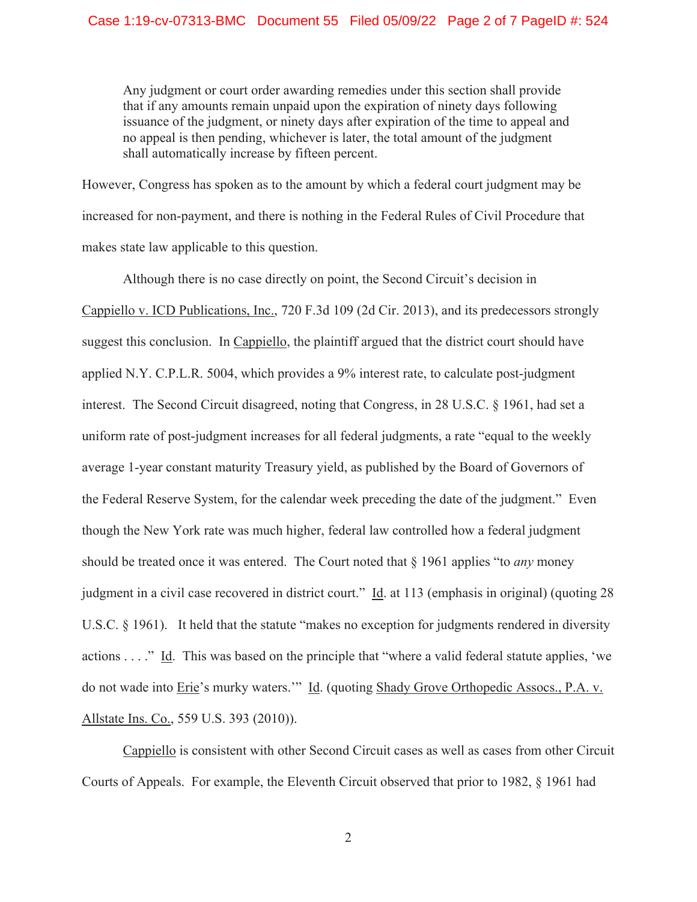> Any judgment or court order awarding remedies under this section shall provide that if any amounts remain unpaid upon the expiration of ninety days following issuance of the judgment, or ninety days after expiration of the time to appeal and no appeal is then pending, whichever is later, the total amount of the judgment shall automatically increase by fifteen percent.

However, Congress has spoken as to the amount by which a federal court judgment may be increased for non-payment, and there is nothing in the Federal Rules of Civil Procedure that makes state law applicable to this question.

Although there is no case directly on point, the Second Circuit's decision in Cappiello v. ICD Publications, Inc., 720 F.3d 109 (2d Cir. 2013), and its predecessors strongly suggest this conclusion. In Cappiello, the plaintiff argued that the district court should have applied N.Y. C.P.L.R. 5004, which provides a 9% interest rate, to calculate post-judgment interest. The Second Circuit disagreed, noting that Congress, in 28 U.S.C. § 1961, had set a uniform rate of post-judgment increases for all federal judgments, a rate "equal to the weekly average 1-year constant maturity Treasury yield, as published by the Board of Governors of the Federal Reserve System, for the calendar week preceding the date of the judgment." Even though the New York rate was much higher, federal law controlled how a federal judgment should be treated once it was entered. The Court noted that § 1961 applies "to *any* money judgment in a civil case recovered in district court." Id. at 113 (emphasis in original) (quoting 28 U.S.C. § 1961). It held that the statute "makes no exception for judgments rendered in diversity actions . . . ." Id. This was based on the principle that "where a valid federal statute applies, 'we do not wade into Erie's murky waters.'" Id. (quoting Shady Grove Orthopedic Assocs., P.A. v. Allstate Ins. Co., 559 U.S. 393 (2010)).

Cappiello is consistent with other Second Circuit cases as well as cases from other Circuit Courts of Appeals. For example, the Eleventh Circuit observed that prior to 1982, § 1961 had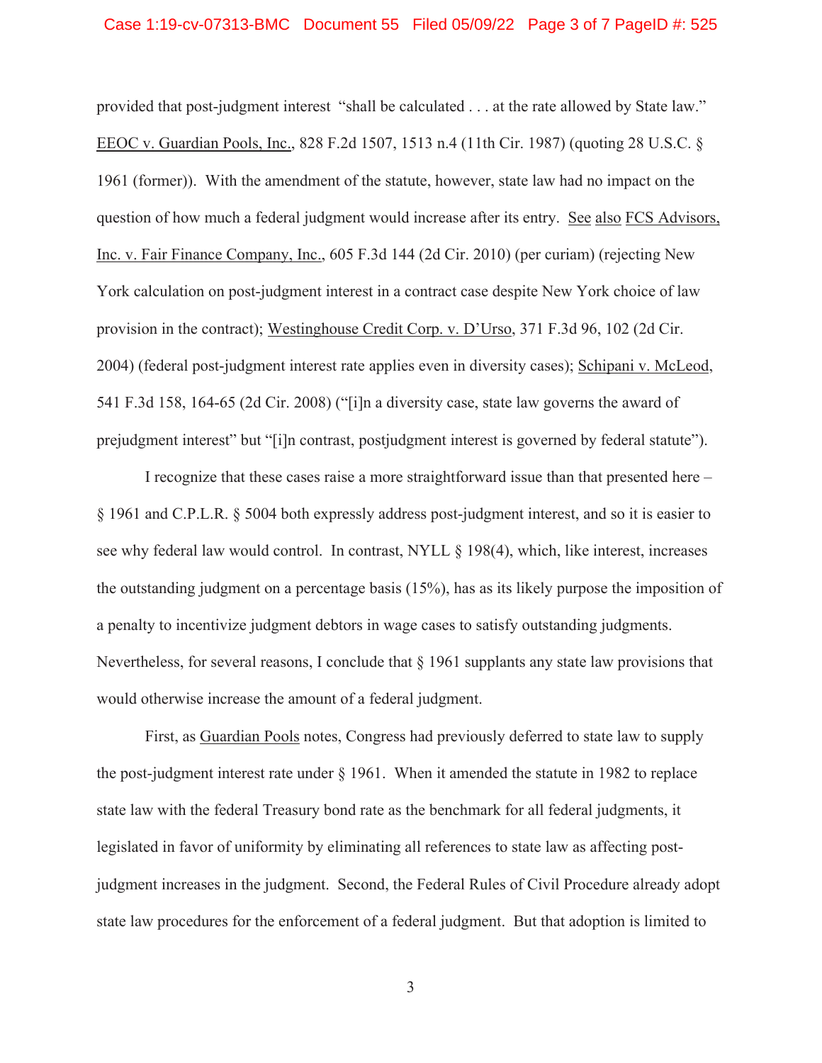provided that post-judgment interest "shall be calculated . . . at the rate allowed by State law." EEOC v. Guardian Pools, Inc., 828 F.2d 1507, 1513 n.4 (11th Cir. 1987) (quoting 28 U.S.C. § 1961 (former)). With the amendment of the statute, however, state law had no impact on the question of how much a federal judgment would increase after its entry. See also FCS Advisors, Inc. v. Fair Finance Company, Inc., 605 F.3d 144 (2d Cir. 2010) (per curiam) (rejecting New York calculation on post-judgment interest in a contract case despite New York choice of law provision in the contract); Westinghouse Credit Corp. v. D'Urso, 371 F.3d 96, 102 (2d Cir. 2004) (federal post-judgment interest rate applies even in diversity cases); Schipani v. McLeod, 541 F.3d 158, 164-65 (2d Cir. 2008) ("[i]n a diversity case, state law governs the award of prejudgment interest" but "[i]n contrast, postjudgment interest is governed by federal statute").

I recognize that these cases raise a more straightforward issue than that presented here – § 1961 and C.P.L.R. § 5004 both expressly address post-judgment interest, and so it is easier to see why federal law would control. In contrast, NYLL § 198(4), which, like interest, increases the outstanding judgment on a percentage basis (15%), has as its likely purpose the imposition of a penalty to incentivize judgment debtors in wage cases to satisfy outstanding judgments. Nevertheless, for several reasons, I conclude that § 1961 supplants any state law provisions that would otherwise increase the amount of a federal judgment.

First, as Guardian Pools notes, Congress had previously deferred to state law to supply the post-judgment interest rate under § 1961. When it amended the statute in 1982 to replace state law with the federal Treasury bond rate as the benchmark for all federal judgments, it legislated in favor of uniformity by eliminating all references to state law as affecting post-judgment increases in the judgment. Second, the Federal Rules of Civil Procedure already adopt state law procedures for the enforcement of a federal judgment. But that adoption is limited to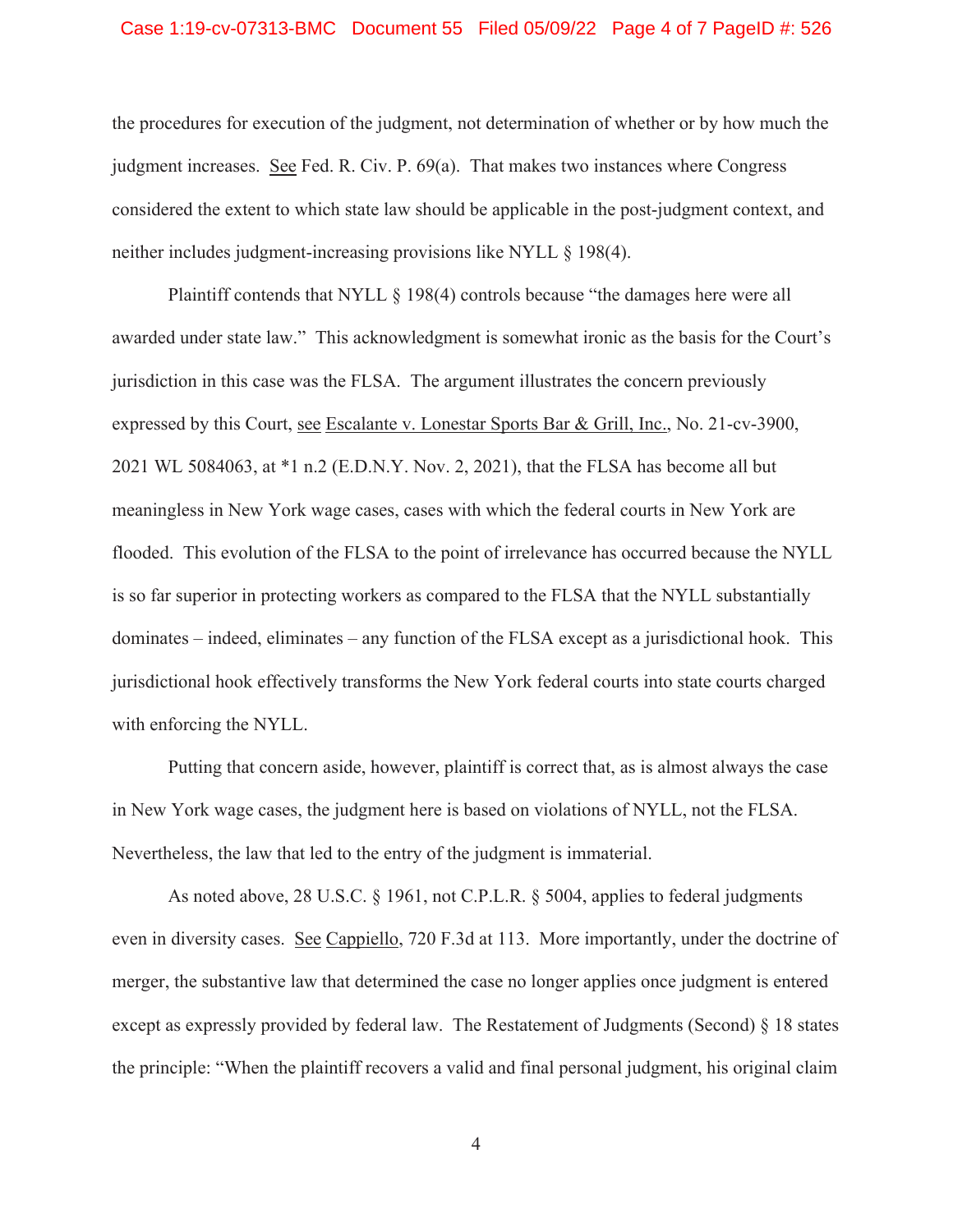the procedures for execution of the judgment, not determination of whether or by how much the judgment increases. See Fed. R. Civ. P. 69(a). That makes two instances where Congress considered the extent to which state law should be applicable in the post-judgment context, and neither includes judgment-increasing provisions like NYLL § 198(4).

Plaintiff contends that NYLL § 198(4) controls because "the damages here were all awarded under state law." This acknowledgment is somewhat ironic as the basis for the Court's jurisdiction in this case was the FLSA. The argument illustrates the concern previously expressed by this Court, see Escalante v. Lonestar Sports Bar & Grill, Inc., No. 21-cv-3900, 2021 WL 5084063, at *1 n.2 (E.D.N.Y. Nov. 2, 2021), that the FLSA has become all but meaningless in New York wage cases, cases with which the federal courts in New York are flooded. This evolution of the FLSA to the point of irrelevance has occurred because the NYLL is so far superior in protecting workers as compared to the FLSA that the NYLL substantially dominates – indeed, eliminates – any function of the FLSA except as a jurisdictional hook. This jurisdictional hook effectively transforms the New York federal courts into state courts charged with enforcing the NYLL.

Putting that concern aside, however, plaintiff is correct that, as is almost always the case in New York wage cases, the judgment here is based on violations of NYLL, not the FLSA. Nevertheless, the law that led to the entry of the judgment is immaterial.

As noted above, 28 U.S.C. § 1961, not C.P.L.R. § 5004, applies to federal judgments even in diversity cases. See Cappiello, 720 F.3d at 113. More importantly, under the doctrine of merger, the substantive law that determined the case no longer applies once judgment is entered except as expressly provided by federal law. The Restatement of Judgments (Second) § 18 states the principle: "When the plaintiff recovers a valid and final personal judgment, his original claim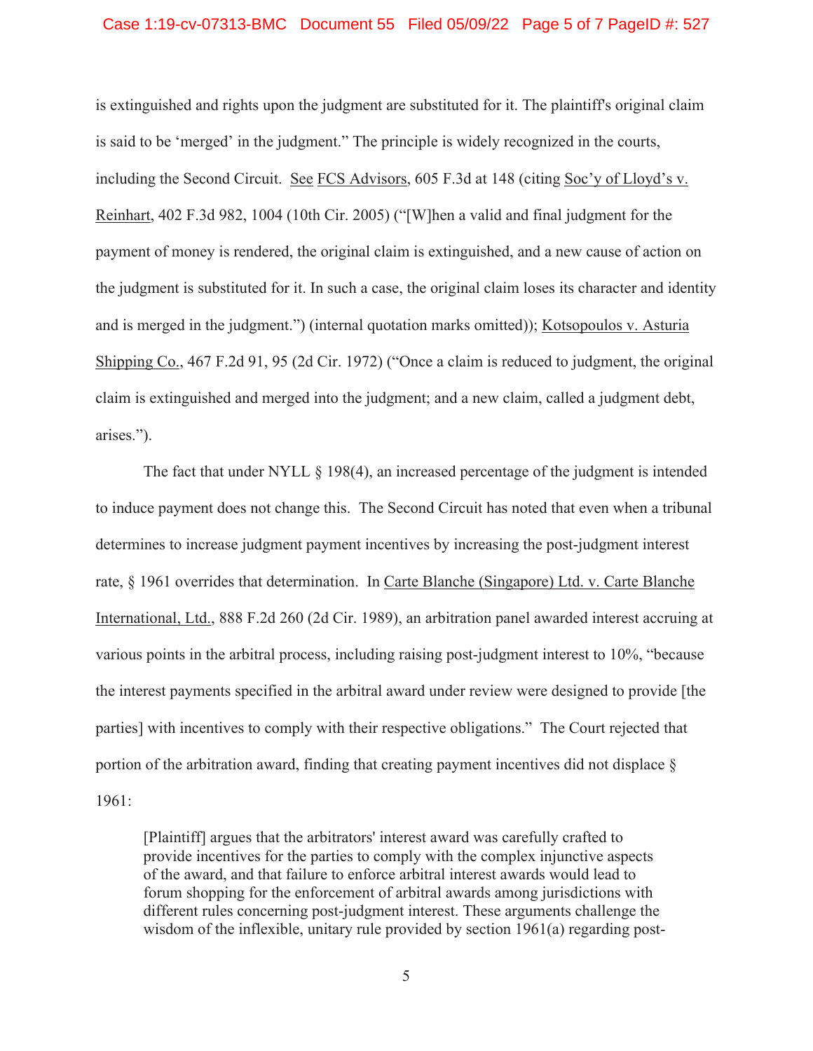is extinguished and rights upon the judgment are substituted for it. The plaintiff's original claim is said to be 'merged' in the judgment." The principle is widely recognized in the courts, including the Second Circuit. See FCS Advisors, 605 F.3d at 148 (citing Soc'y of Lloyd's v. Reinhart, 402 F.3d 982, 1004 (10th Cir. 2005) ("[W]hen a valid and final judgment for the payment of money is rendered, the original claim is extinguished, and a new cause of action on the judgment is substituted for it. In such a case, the original claim loses its character and identity and is merged in the judgment.") (internal quotation marks omitted)); Kotsopoulos v. Asturia Shipping Co., 467 F.2d 91, 95 (2d Cir. 1972) ("Once a claim is reduced to judgment, the original claim is extinguished and merged into the judgment; and a new claim, called a judgment debt, arises.").

The fact that under NYLL § 198(4), an increased percentage of the judgment is intended to induce payment does not change this. The Second Circuit has noted that even when a tribunal determines to increase judgment payment incentives by increasing the post-judgment interest rate, § 1961 overrides that determination. In Carte Blanche (Singapore) Ltd. v. Carte Blanche International, Ltd., 888 F.2d 260 (2d Cir. 1989), an arbitration panel awarded interest accruing at various points in the arbitral process, including raising post-judgment interest to 10%, "because the interest payments specified in the arbitral award under review were designed to provide [the parties] with incentives to comply with their respective obligations." The Court rejected that portion of the arbitration award, finding that creating payment incentives did not displace § 1961:

> [Plaintiff] argues that the arbitrators' interest award was carefully crafted to provide incentives for the parties to comply with the complex injunctive aspects of the award, and that failure to enforce arbitral interest awards would lead to forum shopping for the enforcement of arbitral awards among jurisdictions with different rules concerning post-judgment interest. These arguments challenge the wisdom of the inflexible, unitary rule provided by section 1961(a) regarding post-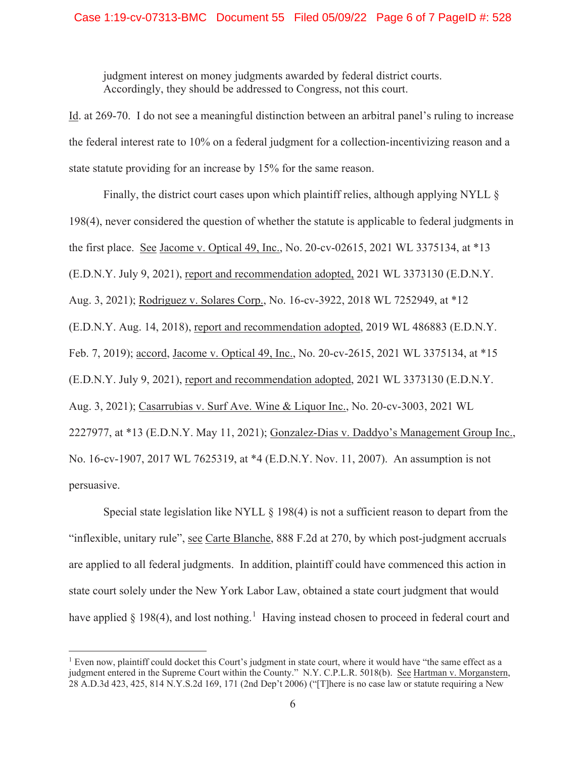judgment interest on money judgments awarded by federal district courts. Accordingly, they should be addressed to Congress, not this court.

Id. at 269-70. I do not see a meaningful distinction between an arbitral panel's ruling to increase the federal interest rate to 10% on a federal judgment for a collection-incentivizing reason and a state statute providing for an increase by 15% for the same reason.

Finally, the district court cases upon which plaintiff relies, although applying NYLL § 198(4), never considered the question of whether the statute is applicable to federal judgments in the first place. See Jacome v. Optical 49, Inc., No. 20-cv-02615, 2021 WL 3375134, at *13 (E.D.N.Y. July 9, 2021), report and recommendation adopted, 2021 WL 3373130 (E.D.N.Y. Aug. 3, 2021); Rodriguez v. Solares Corp., No. 16-cv-3922, 2018 WL 7252949, at *12 (E.D.N.Y. Aug. 14, 2018), report and recommendation adopted, 2019 WL 486883 (E.D.N.Y. Feb. 7, 2019); accord, Jacome v. Optical 49, Inc., No. 20-cv-2615, 2021 WL 3375134, at *15 (E.D.N.Y. July 9, 2021), report and recommendation adopted, 2021 WL 3373130 (E.D.N.Y. Aug. 3, 2021); Casarrubias v. Surf Ave. Wine & Liquor Inc., No. 20-cv-3003, 2021 WL 2227977, at *13 (E.D.N.Y. May 11, 2021); Gonzalez-Dias v. Daddyo's Management Group Inc., No. 16-cv-1907, 2017 WL 7625319, at *4 (E.D.N.Y. Nov. 11, 2007). An assumption is not persuasive.

Special state legislation like NYLL § 198(4) is not a sufficient reason to depart from the "inflexible, unitary rule", see Carte Blanche, 888 F.2d at 270, by which post-judgment accruals are applied to all federal judgments. In addition, plaintiff could have commenced this action in state court solely under the New York Labor Law, obtained a state court judgment that would have applied § 198(4), and lost nothing.[1] Having instead chosen to proceed in federal court and

[1] Even now, plaintiff could docket this Court's judgment in state court, where it would have "the same effect as a judgment entered in the Supreme Court within the County." N.Y. C.P.L.R. 5018(b). See Hartman v. Morganstern, 28 A.D.3d 423, 425, 814 N.Y.S.2d 169, 171 (2nd Dep't 2006) ("[T]here is no case law or statute requiring a New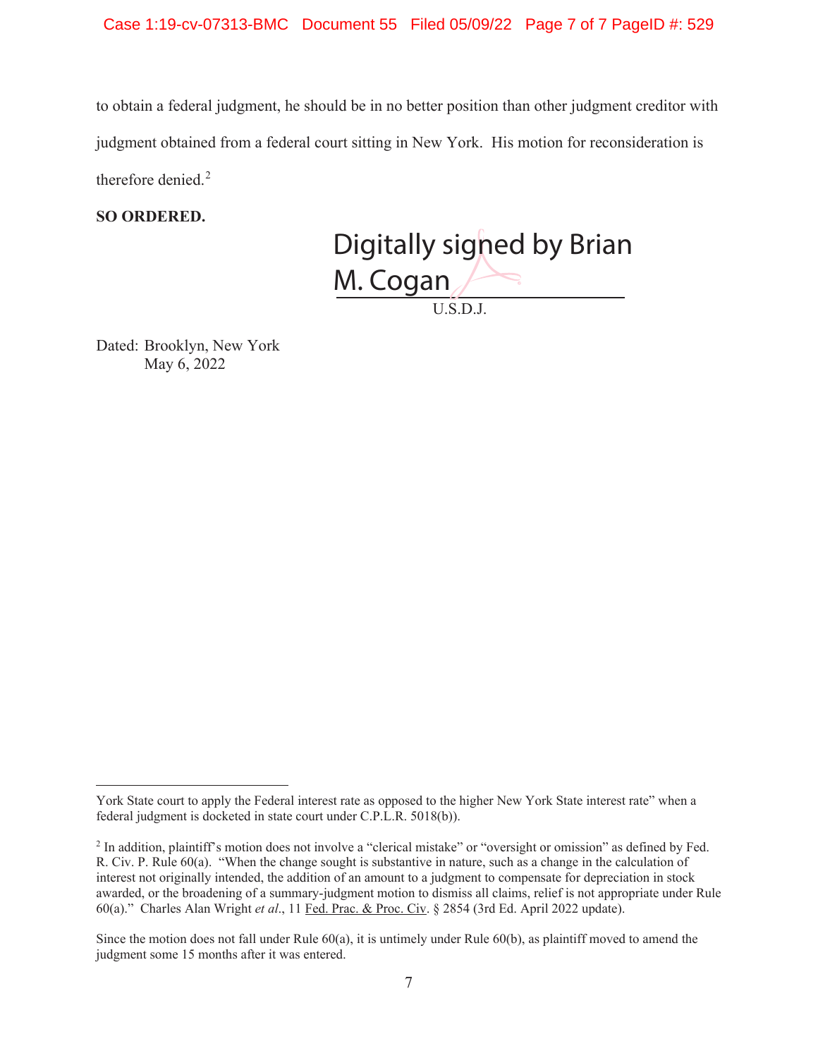to obtain a federal judgment, he should be in no better position than other judgment creditor with judgment obtained from a federal court sitting in New York. His motion for reconsideration is therefore denied.[2]

**SO ORDERED.**

Digitally signed by Brian M. Cogan

U.S.D.J.

Dated: Brooklyn, New York
May 6, 2022

---

York State court to apply the Federal interest rate as opposed to the higher New York State interest rate" when a federal judgment is docketed in state court under C.P.L.R. 5018(b)).

[2] In addition, plaintiff's motion does not involve a "clerical mistake" or "oversight or omission" as defined by Fed. R. Civ. P. Rule 60(a). "When the change sought is substantive in nature, such as a change in the calculation of interest not originally intended, the addition of an amount to a judgment to compensate for depreciation in stock awarded, or the broadening of a summary-judgment motion to dismiss all claims, relief is not appropriate under Rule 60(a)." Charles Alan Wright *et al.*, 11 Fed. Prac. & Proc. Civ. § 2854 (3rd Ed. April 2022 update).

Since the motion does not fall under Rule 60(a), it is untimely under Rule 60(b), as plaintiff moved to amend the judgment some 15 months after it was entered.